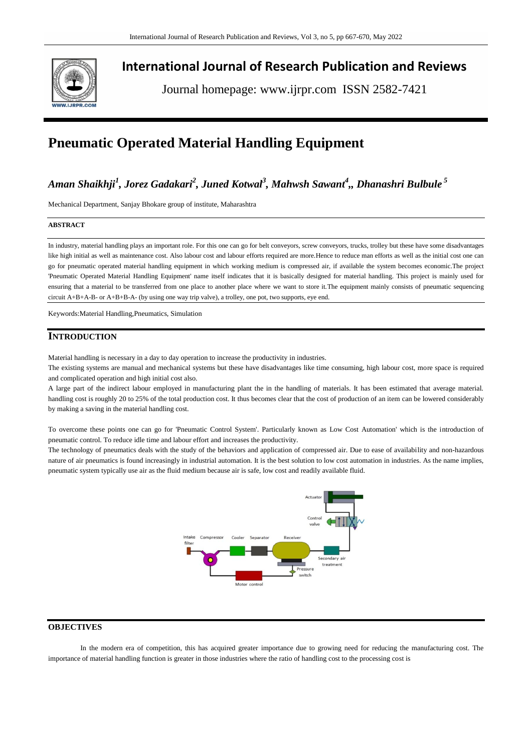# International Journal of Research Publication and Reviews

Journal homepage: www.ijrpr.com ISSN 2582-7421

# Pneumatic Operated Material Handling Equipment

***Aman Shaikhji[1], Jorez Gadakari[2], Juned Kotwal[3], Mahwsh Sawant[4],, Dhanashri Bulbule[5]***

Mechanical Department, Sanjay Bhokare group of institute, Maharashtra

**ABSTRACT**

In industry, material handling plays an important role. For this one can go for belt conveyors, screw conveyors, trucks, trolley but these have some disadvantages like high initial as well as maintenance cost. Also labour cost and labour efforts required are more.Hence to reduce man efforts as well as the initial cost one can go for pneumatic operated material handling equipment in which working medium is compressed air, if available the system becomes economic.The project 'Pneumatic Operated Material Handling Equipment' name itself indicates that it is basically designed for material handling. This project is mainly used for ensuring that a material to be transferred from one place to another place where we want to store it.The equipment mainly consists of pneumatic sequencing circuit A+B+A-B- or A+B+B-A- (by using one way trip valve), a trolley, one pot, two supports, eye end.

Keywords:Material Handling,Pneumatics, Simulation

## INTRODUCTION

Material handling is necessary in a day to day operation to increase the productivity in industries.

The existing systems are manual and mechanical systems but these have disadvantages like time consuming, high labour cost, more space is required and complicated operation and high initial cost also.

A large part of the indirect labour employed in manufacturing plant the in the handling of materials. It has been estimated that average material. handling cost is roughly 20 to 25% of the total production cost. It thus becomes clear that the cost of production of an item can be lowered considerably by making a saving in the material handling cost.

To overcome these points one can go for 'Pneumatic Control System'. Particularly known as Low Cost Automation' which is the introduction of pneumatic control. To reduce idle time and labour effort and increases the productivity.

The technology of pneumatics deals with the study of the behaviors and application of compressed air. Due to ease of availability and non-hazardous nature of air pneumatics is found increasingly in industrial automation. It is the best solution to low cost automation in industries. As the name implies, pneumatic system typically use air as the fluid medium because air is safe, low cost and readily available fluid.

## OBJECTIVES

In the modern era of competition, this has acquired greater importance due to growing need for reducing the manufacturing cost. The importance of material handling function is greater in those industries where the ratio of handling cost to the processing cost is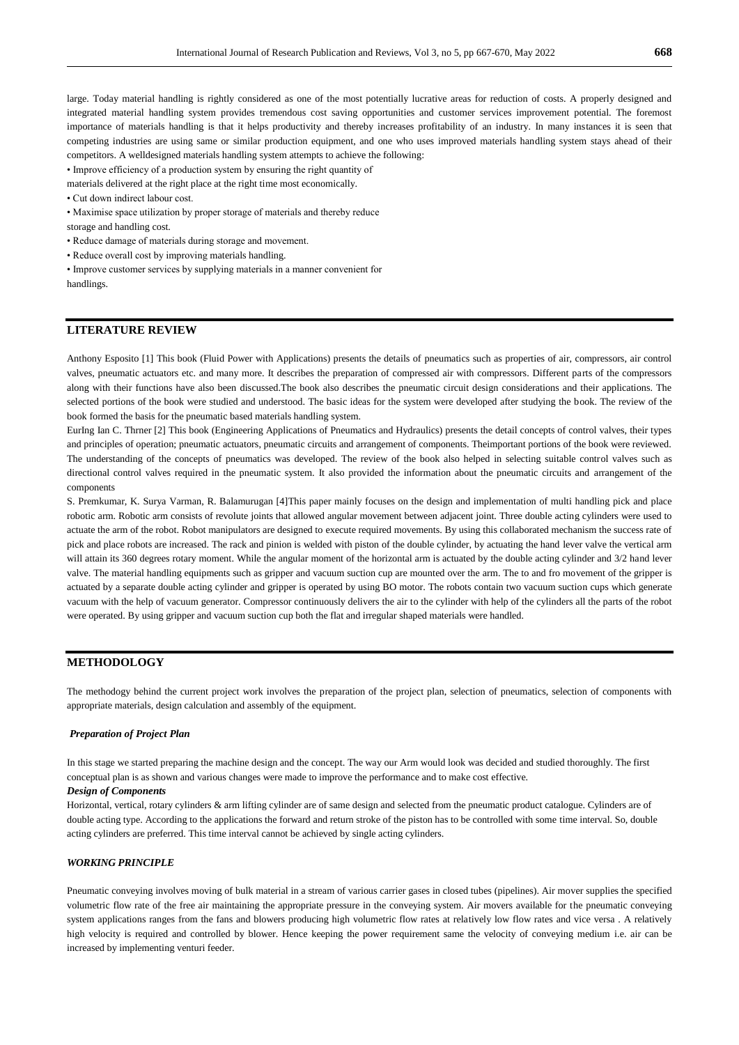large. Today material handling is rightly considered as one of the most potentially lucrative areas for reduction of costs. A properly designed and integrated material handling system provides tremendous cost saving opportunities and customer services improvement potential. The foremost importance of materials handling is that it helps productivity and thereby increases profitability of an industry. In many instances it is seen that competing industries are using same or similar production equipment, and one who uses improved materials handling system stays ahead of their competitors. A welldesigned materials handling system attempts to achieve the following:

- Improve efficiency of a production system by ensuring the right quantity of materials delivered at the right place at the right time most economically.
- Cut down indirect labour cost.
- Maximise space utilization by proper storage of materials and thereby reduce storage and handling cost.
- Reduce damage of materials during storage and movement.
- Reduce overall cost by improving materials handling.
- Improve customer services by supplying materials in a manner convenient for handlings.

## LITERATURE REVIEW

Anthony Esposito [1] This book (Fluid Power with Applications) presents the details of pneumatics such as properties of air, compressors, air control valves, pneumatic actuators etc. and many more. It describes the preparation of compressed air with compressors. Different parts of the compressors along with their functions have also been discussed.The book also describes the pneumatic circuit design considerations and their applications. The selected portions of the book were studied and understood. The basic ideas for the system were developed after studying the book. The review of the book formed the basis for the pneumatic based materials handling system.

EurIng Ian C. Thrner [2] This book (Engineering Applications of Pneumatics and Hydraulics) presents the detail concepts of control valves, their types and principles of operation; pneumatic actuators, pneumatic circuits and arrangement of components. Theimportant portions of the book were reviewed. The understanding of the concepts of pneumatics was developed. The review of the book also helped in selecting suitable control valves such as directional control valves required in the pneumatic system. It also provided the information about the pneumatic circuits and arrangement of the components

S. Premkumar, K. Surya Varman, R. Balamurugan [4]This paper mainly focuses on the design and implementation of multi handling pick and place robotic arm. Robotic arm consists of revolute joints that allowed angular movement between adjacent joint. Three double acting cylinders were used to actuate the arm of the robot. Robot manipulators are designed to execute required movements. By using this collaborated mechanism the success rate of pick and place robots are increased. The rack and pinion is welded with piston of the double cylinder, by actuating the hand lever valve the vertical arm will attain its 360 degrees rotary moment. While the angular moment of the horizontal arm is actuated by the double acting cylinder and 3/2 hand lever valve. The material handling equipments such as gripper and vacuum suction cup are mounted over the arm. The to and fro movement of the gripper is actuated by a separate double acting cylinder and gripper is operated by using BO motor. The robots contain two vacuum suction cups which generate vacuum with the help of vacuum generator. Compressor continuously delivers the air to the cylinder with help of the cylinders all the parts of the robot were operated. By using gripper and vacuum suction cup both the flat and irregular shaped materials were handled.

## METHODOLOGY

The methodogy behind the current project work involves the preparation of the project plan, selection of pneumatics, selection of components with appropriate materials, design calculation and assembly of the equipment.

### *Preparation of Project Plan*

In this stage we started preparing the machine design and the concept. The way our Arm would look was decided and studied thoroughly. The first conceptual plan is as shown and various changes were made to improve the performance and to make cost effective.

### *Design of Components*

Horizontal, vertical, rotary cylinders & arm lifting cylinder are of same design and selected from the pneumatic product catalogue. Cylinders are of double acting type. According to the applications the forward and return stroke of the piston has to be controlled with some time interval. So, double acting cylinders are preferred. This time interval cannot be achieved by single acting cylinders.

### *WORKING PRINCIPLE*

Pneumatic conveying involves moving of bulk material in a stream of various carrier gases in closed tubes (pipelines). Air mover supplies the specified volumetric flow rate of the free air maintaining the appropriate pressure in the conveying system. Air movers available for the pneumatic conveying system applications ranges from the fans and blowers producing high volumetric flow rates at relatively low flow rates and vice versa . A relatively high velocity is required and controlled by blower. Hence keeping the power requirement same the velocity of conveying medium i.e. air can be increased by implementing venturi feeder.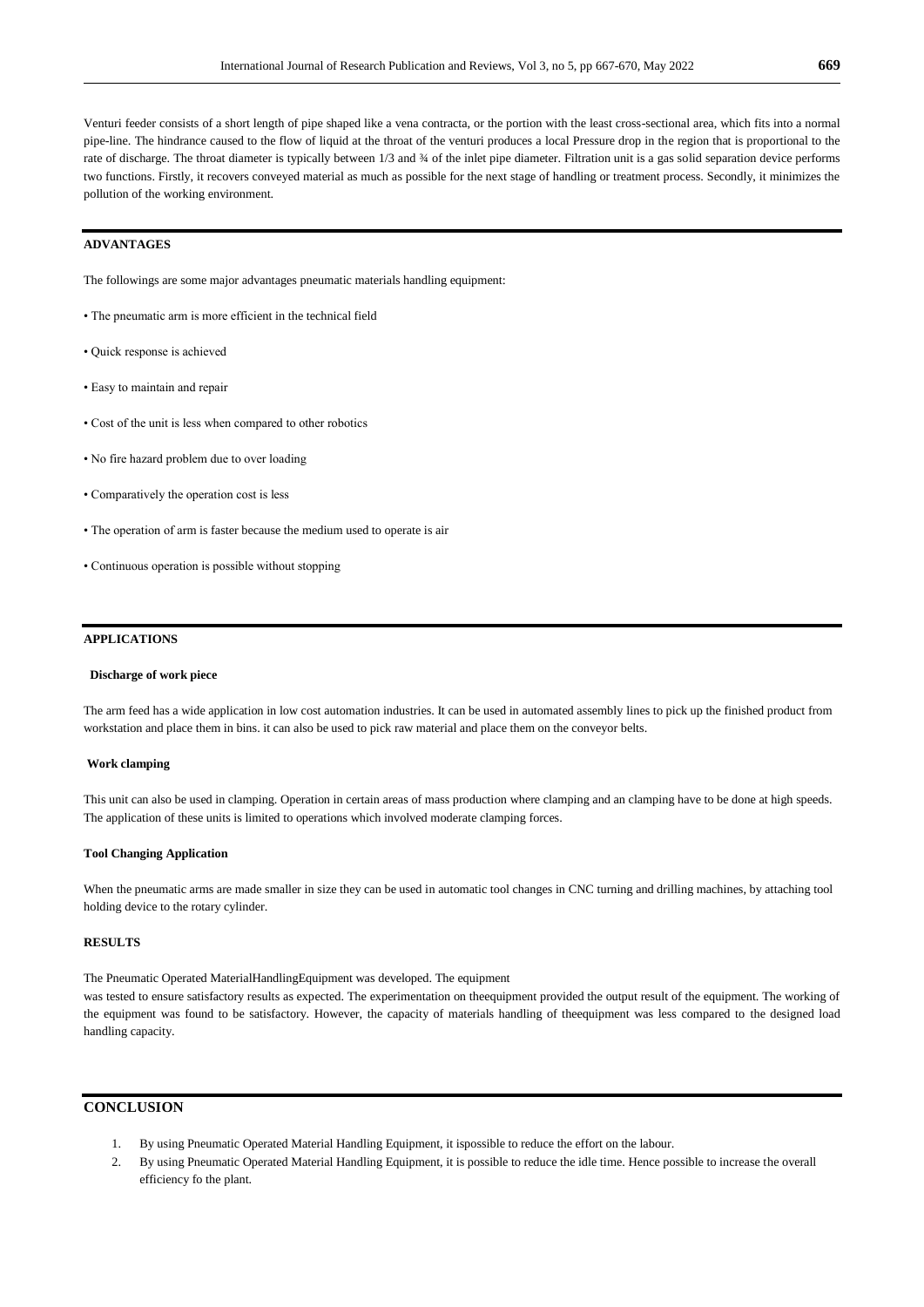Venturi feeder consists of a short length of pipe shaped like a vena contracta, or the portion with the least cross-sectional area, which fits into a normal pipe-line. The hindrance caused to the flow of liquid at the throat of the venturi produces a local Pressure drop in the region that is proportional to the rate of discharge. The throat diameter is typically between 1/3 and ¾ of the inlet pipe diameter. Filtration unit is a gas solid separation device performs two functions. Firstly, it recovers conveyed material as much as possible for the next stage of handling or treatment process. Secondly, it minimizes the pollution of the working environment.

## ADVANTAGES

The followings are some major advantages pneumatic materials handling equipment:

- The pneumatic arm is more efficient in the technical field
- Quick response is achieved
- Easy to maintain and repair
- Cost of the unit is less when compared to other robotics
- No fire hazard problem due to over loading
- Comparatively the operation cost is less
- The operation of arm is faster because the medium used to operate is air
- Continuous operation is possible without stopping

## APPLICATIONS

### Discharge of work piece

The arm feed has a wide application in low cost automation industries. It can be used in automated assembly lines to pick up the finished product from workstation and place them in bins. it can also be used to pick raw material and place them on the conveyor belts.

### Work clamping

This unit can also be used in clamping. Operation in certain areas of mass production where clamping and an clamping have to be done at high speeds. The application of these units is limited to operations which involved moderate clamping forces.

### Tool Changing Application

When the pneumatic arms are made smaller in size they can be used in automatic tool changes in CNC turning and drilling machines, by attaching tool holding device to the rotary cylinder.

## RESULTS

The Pneumatic Operated MaterialHandlingEquipment was developed. The equipment was tested to ensure satisfactory results as expected. The experimentation on theequipment provided the output result of the equipment. The working of the equipment was found to be satisfactory. However, the capacity of materials handling of theequipment was less compared to the designed load handling capacity.

## CONCLUSION

1. By using Pneumatic Operated Material Handling Equipment, it ispossible to reduce the effort on the labour.
2. By using Pneumatic Operated Material Handling Equipment, it is possible to reduce the idle time. Hence possible to increase the overall efficiency fo the plant.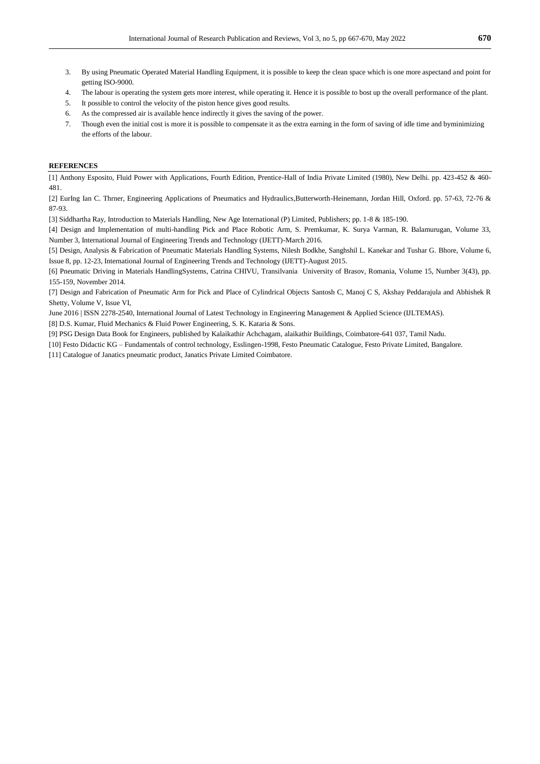3. By using Pneumatic Operated Material Handling Equipment, it is possible to keep the clean space which is one more aspectand and point for getting ISO-9000.
4. The labour is operating the system gets more interest, while operating it. Hence it is possible to bost up the overall performance of the plant.
5. It possible to control the velocity of the piston hence gives good results.
6. As the compressed air is available hence indirectly it gives the saving of the power.
7. Though even the initial cost is more it is possible to compensate it as the extra earning in the form of saving of idle time and byminimizing the efforts of the labour.

**REFERENCES**

[1] Anthony Esposito, Fluid Power with Applications, Fourth Edition, Prentice-Hall of India Private Limited (1980), New Delhi. pp. 423-452 & 460-481.

[2] EurIng Ian C. Thrner, Engineering Applications of Pneumatics and Hydraulics,Butterworth-Heinemann, Jordan Hill, Oxford. pp. 57-63, 72-76 & 87-93.

[3] Siddhartha Ray, Introduction to Materials Handling, New Age International (P) Limited, Publishers; pp. 1-8 & 185-190.

[4] Design and Implementation of multi-handling Pick and Place Robotic Arm, S. Premkumar, K. Surya Varman, R. Balamurugan, Volume 33, Number 3, International Journal of Engineering Trends and Technology (IJETT)-March 2016.

[5] Design, Analysis & Fabrication of Pneumatic Materials Handling Systems, Nilesh Bodkhe, Sanghshil L. Kanekar and Tushar G. Bhore, Volume 6, Issue 8, pp. 12-23, International Journal of Engineering Trends and Technology (IJETT)-August 2015.

[6] Pneumatic Driving in Materials HandlingSystems, Catrina CHIVU, Transilvania University of Brasov, Romania, Volume 15, Number 3(43), pp. 155-159, November 2014.

[7] Design and Fabrication of Pneumatic Arm for Pick and Place of Cylindrical Objects Santosh C, Manoj C S, Akshay Peddarajula and Abhishek R Shetty, Volume V, Issue VI,

June 2016 | ISSN 2278-2540, International Journal of Latest Technology in Engineering Management & Applied Science (IJLTEMAS).

[8] D.S. Kumar, Fluid Mechanics & Fluid Power Engineering, S. K. Kataria & Sons.

[9] PSG Design Data Book for Engineers, published by Kalaikathir Achchagam, alaikathir Buildings, Coimbatore-641 037, Tamil Nadu.

[10] Festo Didactic KG – Fundamentals of control technology, Esslingen-1998, Festo Pneumatic Catalogue, Festo Private Limited, Bangalore.

[11] Catalogue of Janatics pneumatic product, Janatics Private Limited Coimbatore.